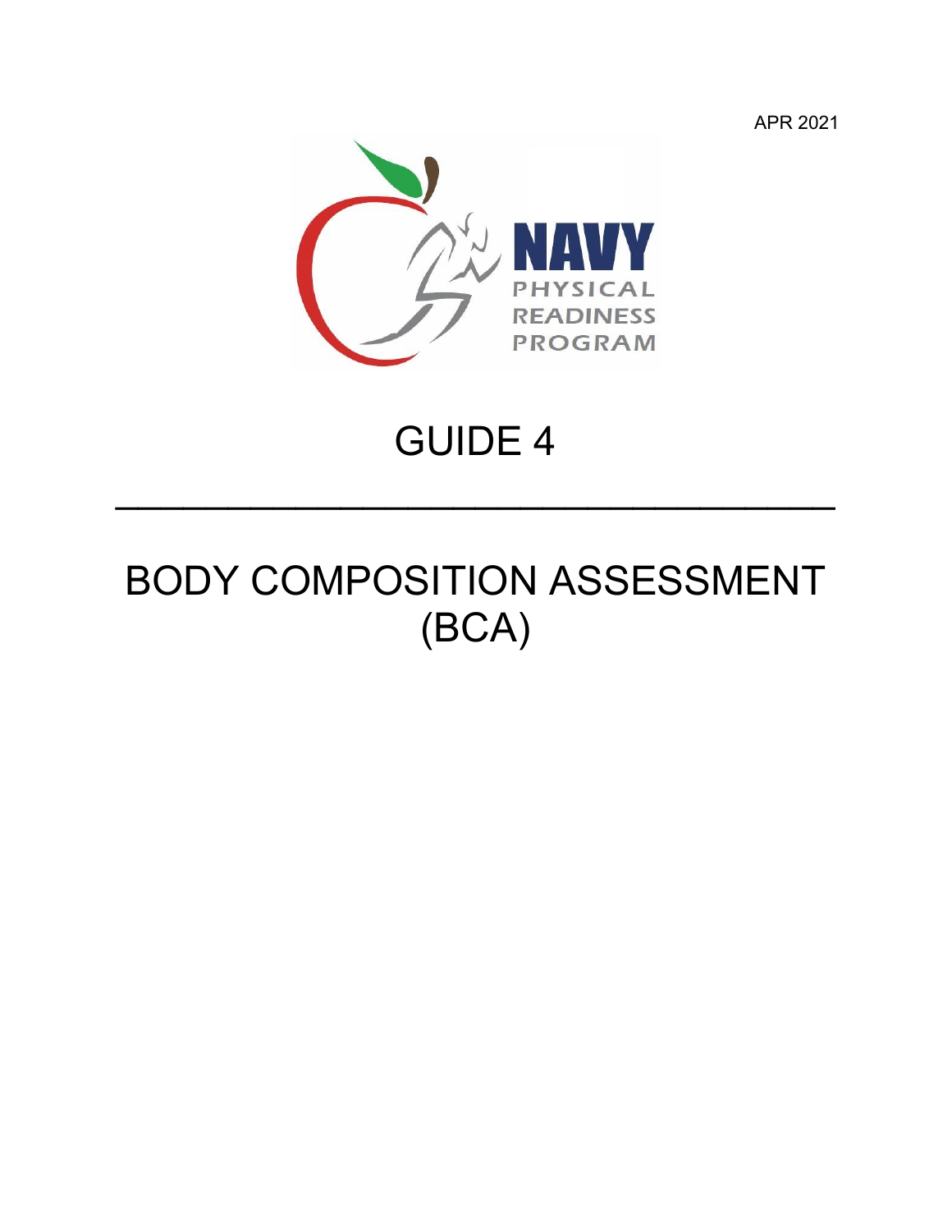APR 2021

NAVY PHYSICAL READINESS PROGRAM

# GUIDE 4

---

# BODY COMPOSITION ASSESSMENT (BCA)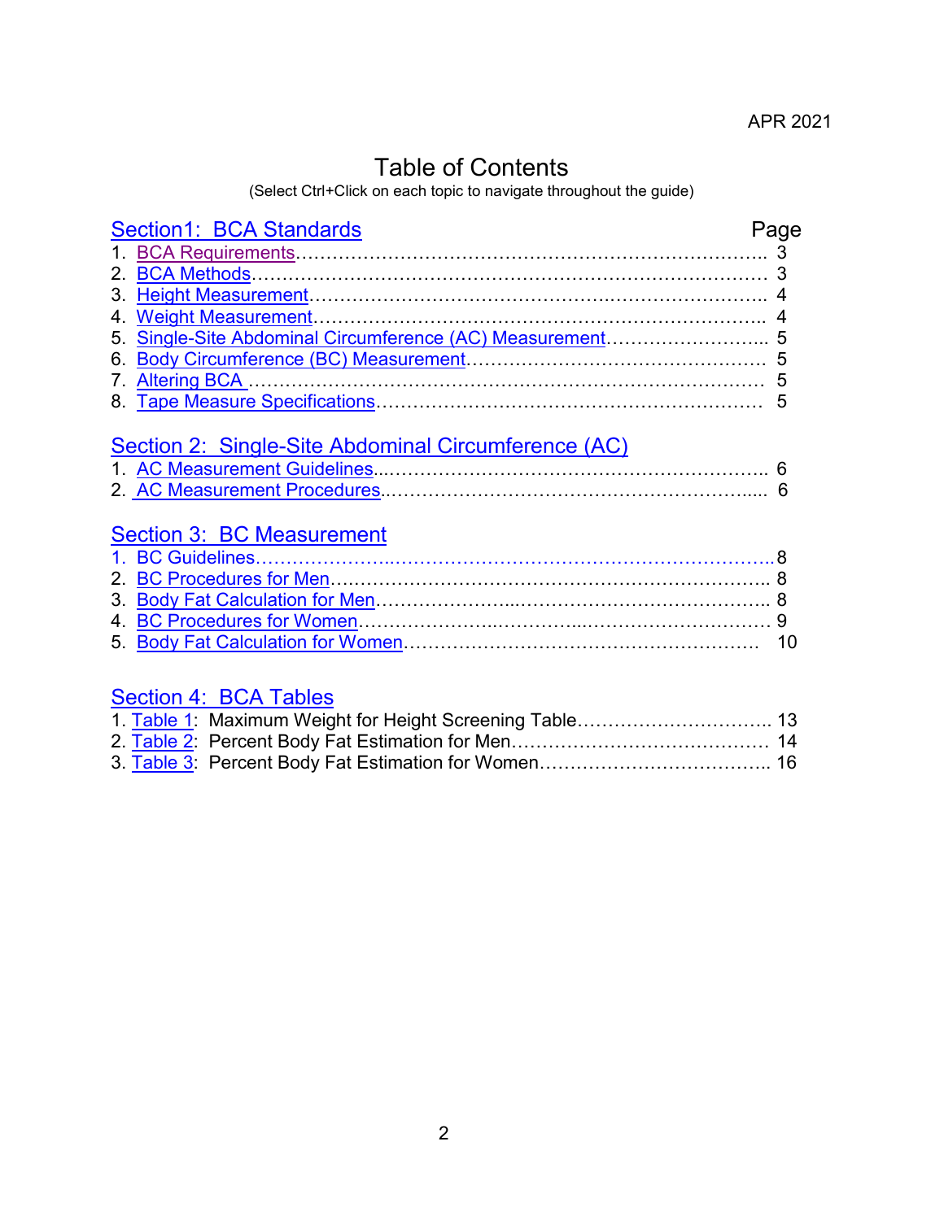APR 2021

# Table of Contents

(Select Ctrl+Click on each topic to navigate throughout the guide)

| Section1: BCA Standards | Page |
|---|---|
| 1. BCA Requirements | 3 |
| 2. BCA Methods | 3 |
| 3. Height Measurement | 4 |
| 4. Weight Measurement | 4 |
| 5. Single-Site Abdominal Circumference (AC) Measurement | 5 |
| 6. Body Circumference (BC) Measurement | 5 |
| 7. Altering BCA | 5 |
| 8. Tape Measure Specifications | 5 |

## Section 2: Single-Site Abdominal Circumference (AC)

| | |
|---|---|
| 1. AC Measurement Guidelines | 6 |
| 2. AC Measurement Procedures | 6 |

## Section 3: BC Measurement

| | |
|---|---|
| 1. BC Guidelines | 8 |
| 2. BC Procedures for Men | 8 |
| 3. Body Fat Calculation for Men | 8 |
| 4. BC Procedures for Women | 9 |
| 5. Body Fat Calculation for Women | 10 |

## Section 4: BCA Tables

| | |
|---|---|
| 1. Table 1: Maximum Weight for Height Screening Table | 13 |
| 2. Table 2: Percent Body Fat Estimation for Men | 14 |
| 3. Table 3: Percent Body Fat Estimation for Women | 16 |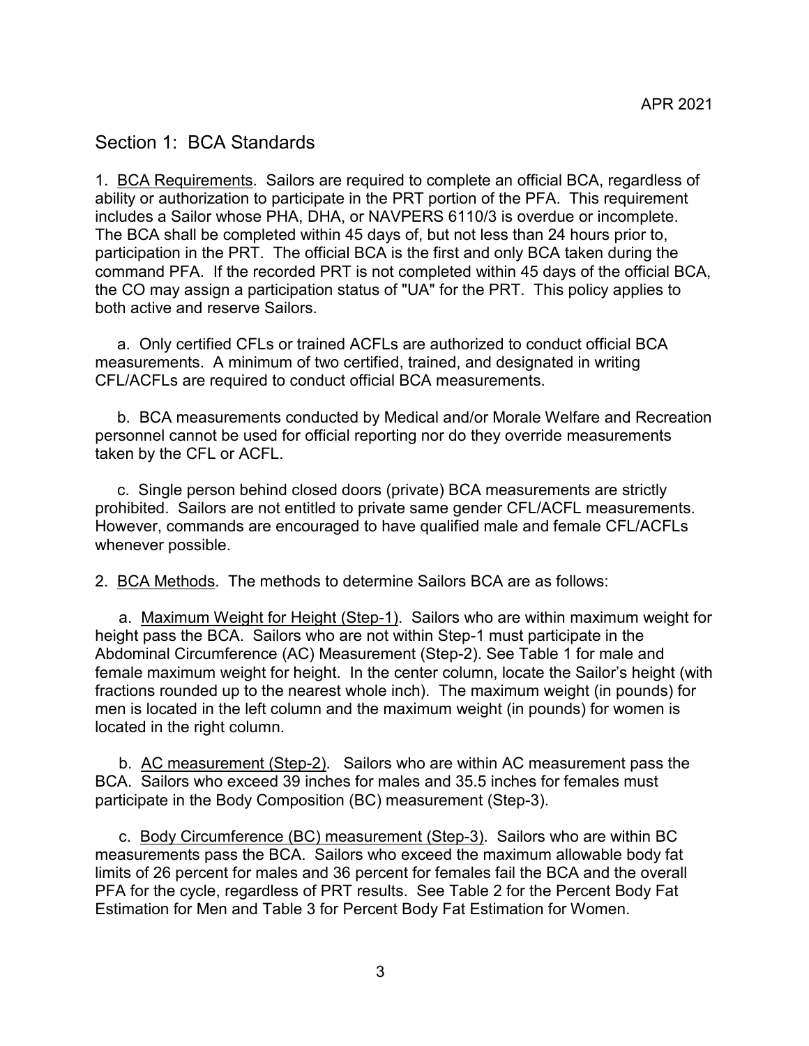## Section 1: BCA Standards

1. BCA Requirements. Sailors are required to complete an official BCA, regardless of ability or authorization to participate in the PRT portion of the PFA. This requirement includes a Sailor whose PHA, DHA, or NAVPERS 6110/3 is overdue or incomplete. The BCA shall be completed within 45 days of, but not less than 24 hours prior to, participation in the PRT. The official BCA is the first and only BCA taken during the command PFA. If the recorded PRT is not completed within 45 days of the official BCA, the CO may assign a participation status of "UA" for the PRT. This policy applies to both active and reserve Sailors.

a. Only certified CFLs or trained ACFLs are authorized to conduct official BCA measurements. A minimum of two certified, trained, and designated in writing CFL/ACFLs are required to conduct official BCA measurements.

b. BCA measurements conducted by Medical and/or Morale Welfare and Recreation personnel cannot be used for official reporting nor do they override measurements taken by the CFL or ACFL.

c. Single person behind closed doors (private) BCA measurements are strictly prohibited. Sailors are not entitled to private same gender CFL/ACFL measurements. However, commands are encouraged to have qualified male and female CFL/ACFLs whenever possible.

2. BCA Methods. The methods to determine Sailors BCA are as follows:

a. Maximum Weight for Height (Step-1). Sailors who are within maximum weight for height pass the BCA. Sailors who are not within Step-1 must participate in the Abdominal Circumference (AC) Measurement (Step-2). See Table 1 for male and female maximum weight for height. In the center column, locate the Sailor's height (with fractions rounded up to the nearest whole inch). The maximum weight (in pounds) for men is located in the left column and the maximum weight (in pounds) for women is located in the right column.

b. AC measurement (Step-2). Sailors who are within AC measurement pass the BCA. Sailors who exceed 39 inches for males and 35.5 inches for females must participate in the Body Composition (BC) measurement (Step-3).

c. Body Circumference (BC) measurement (Step-3). Sailors who are within BC measurements pass the BCA. Sailors who exceed the maximum allowable body fat limits of 26 percent for males and 36 percent for females fail the BCA and the overall PFA for the cycle, regardless of PRT results. See Table 2 for the Percent Body Fat Estimation for Men and Table 3 for Percent Body Fat Estimation for Women.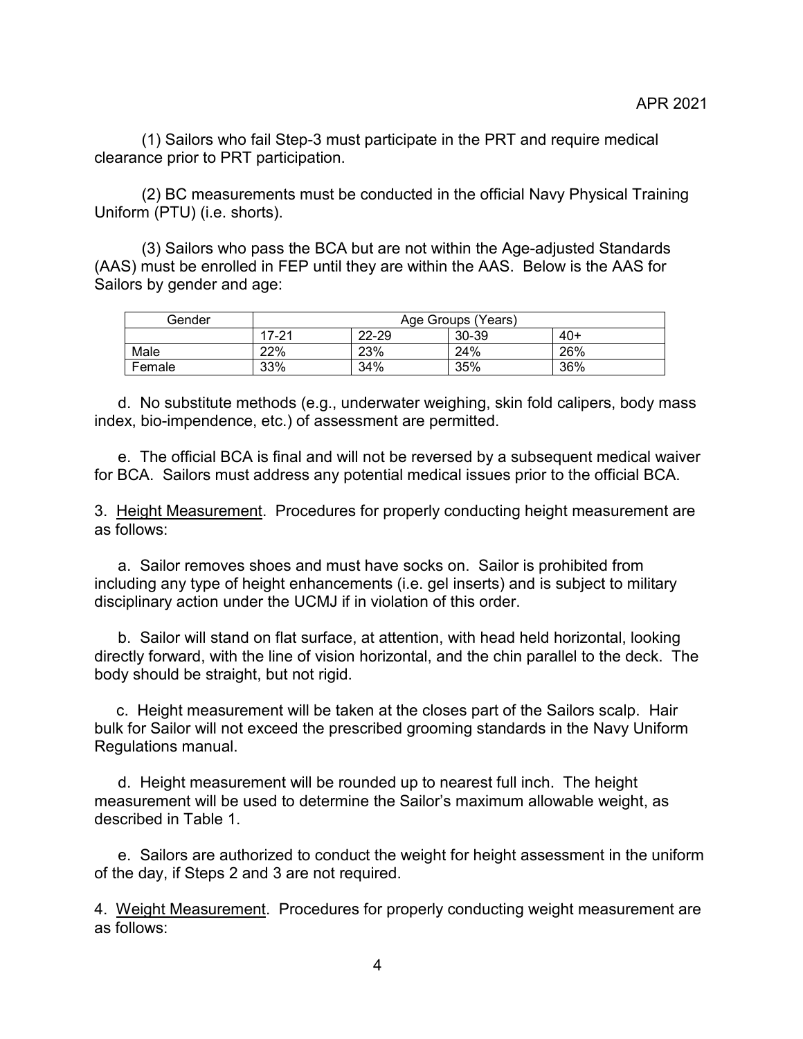(1) Sailors who fail Step-3 must participate in the PRT and require medical clearance prior to PRT participation.

(2) BC measurements must be conducted in the official Navy Physical Training Uniform (PTU) (i.e. shorts).

(3) Sailors who pass the BCA but are not within the Age-adjusted Standards (AAS) must be enrolled in FEP until they are within the AAS. Below is the AAS for Sailors by gender and age:

| Gender | Age Groups (Years) | | | |
|---|---|---|---|---|
| | 17-21 | 22-29 | 30-39 | 40+ |
| Male | 22% | 23% | 24% | 26% |
| Female | 33% | 34% | 35% | 36% |

d. No substitute methods (e.g., underwater weighing, skin fold calipers, body mass index, bio-impendence, etc.) of assessment are permitted.

e. The official BCA is final and will not be reversed by a subsequent medical waiver for BCA. Sailors must address any potential medical issues prior to the official BCA.

3. Height Measurement. Procedures for properly conducting height measurement are as follows:

a. Sailor removes shoes and must have socks on. Sailor is prohibited from including any type of height enhancements (i.e. gel inserts) and is subject to military disciplinary action under the UCMJ if in violation of this order.

b. Sailor will stand on flat surface, at attention, with head held horizontal, looking directly forward, with the line of vision horizontal, and the chin parallel to the deck. The body should be straight, but not rigid.

c. Height measurement will be taken at the closes part of the Sailors scalp. Hair bulk for Sailor will not exceed the prescribed grooming standards in the Navy Uniform Regulations manual.

d. Height measurement will be rounded up to nearest full inch. The height measurement will be used to determine the Sailor's maximum allowable weight, as described in Table 1.

e. Sailors are authorized to conduct the weight for height assessment in the uniform of the day, if Steps 2 and 3 are not required.

4. Weight Measurement. Procedures for properly conducting weight measurement are as follows: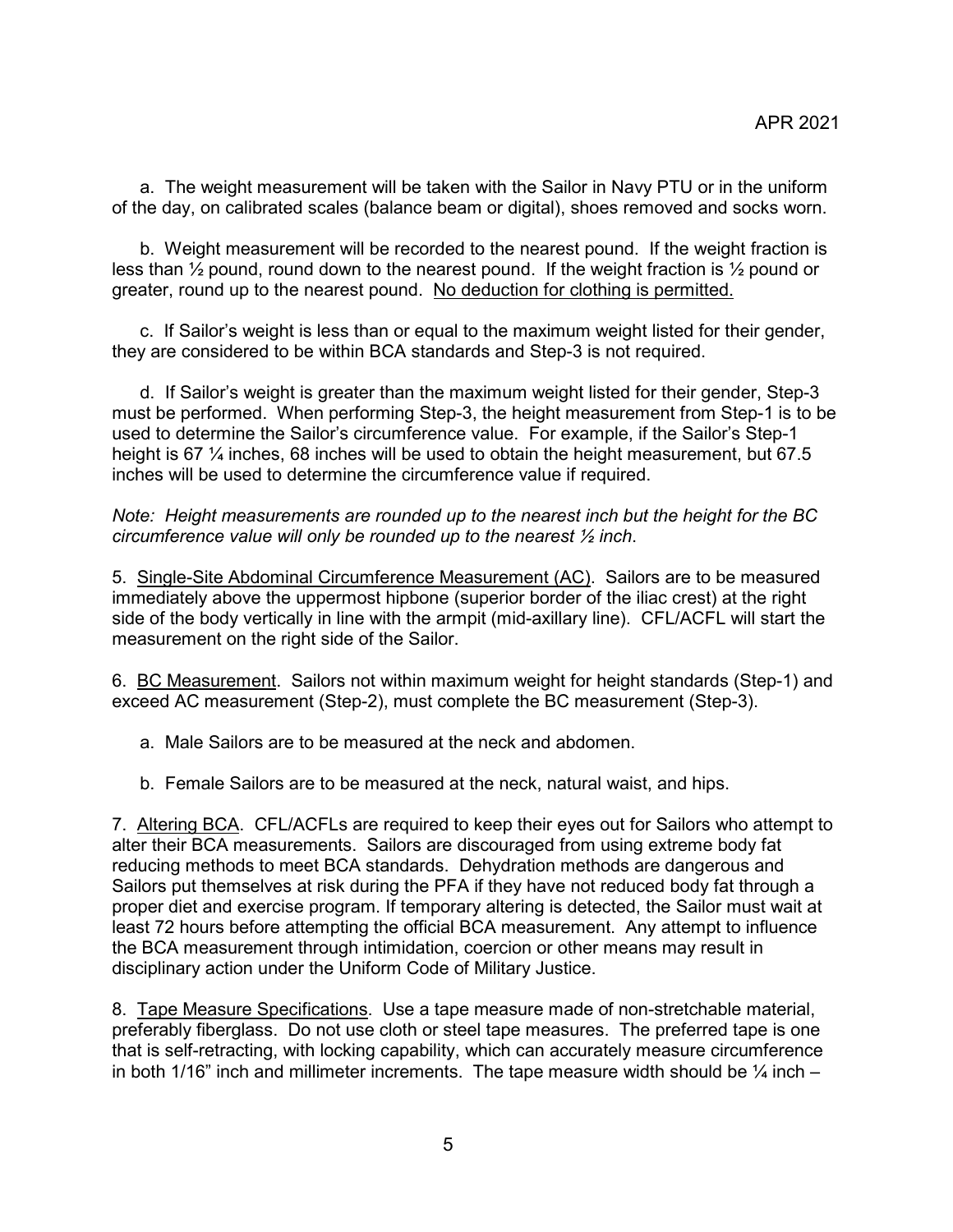a. The weight measurement will be taken with the Sailor in Navy PTU or in the uniform of the day, on calibrated scales (balance beam or digital), shoes removed and socks worn.

b. Weight measurement will be recorded to the nearest pound. If the weight fraction is less than ½ pound, round down to the nearest pound. If the weight fraction is ½ pound or greater, round up to the nearest pound. <u>No deduction for clothing is permitted.</u>

c. If Sailor's weight is less than or equal to the maximum weight listed for their gender, they are considered to be within BCA standards and Step-3 is not required.

d. If Sailor's weight is greater than the maximum weight listed for their gender, Step-3 must be performed. When performing Step-3, the height measurement from Step-1 is to be used to determine the Sailor's circumference value. For example, if the Sailor's Step-1 height is 67 ¼ inches, 68 inches will be used to obtain the height measurement, but 67.5 inches will be used to determine the circumference value if required.

*Note: Height measurements are rounded up to the nearest inch but the height for the BC circumference value will only be rounded up to the nearest ½ inch.*

5. <u>Single-Site Abdominal Circumference Measurement (AC)</u>. Sailors are to be measured immediately above the uppermost hipbone (superior border of the iliac crest) at the right side of the body vertically in line with the armpit (mid-axillary line). CFL/ACFL will start the measurement on the right side of the Sailor.

6. <u>BC Measurement</u>. Sailors not within maximum weight for height standards (Step-1) and exceed AC measurement (Step-2), must complete the BC measurement (Step-3).

a. Male Sailors are to be measured at the neck and abdomen.

b. Female Sailors are to be measured at the neck, natural waist, and hips.

7. <u>Altering BCA</u>. CFL/ACFLs are required to keep their eyes out for Sailors who attempt to alter their BCA measurements. Sailors are discouraged from using extreme body fat reducing methods to meet BCA standards. Dehydration methods are dangerous and Sailors put themselves at risk during the PFA if they have not reduced body fat through a proper diet and exercise program. If temporary altering is detected, the Sailor must wait at least 72 hours before attempting the official BCA measurement. Any attempt to influence the BCA measurement through intimidation, coercion or other means may result in disciplinary action under the Uniform Code of Military Justice.

8. <u>Tape Measure Specifications</u>. Use a tape measure made of non-stretchable material, preferably fiberglass. Do not use cloth or steel tape measures. The preferred tape is one that is self-retracting, with locking capability, which can accurately measure circumference in both 1/16" inch and millimeter increments. The tape measure width should be ¼ inch –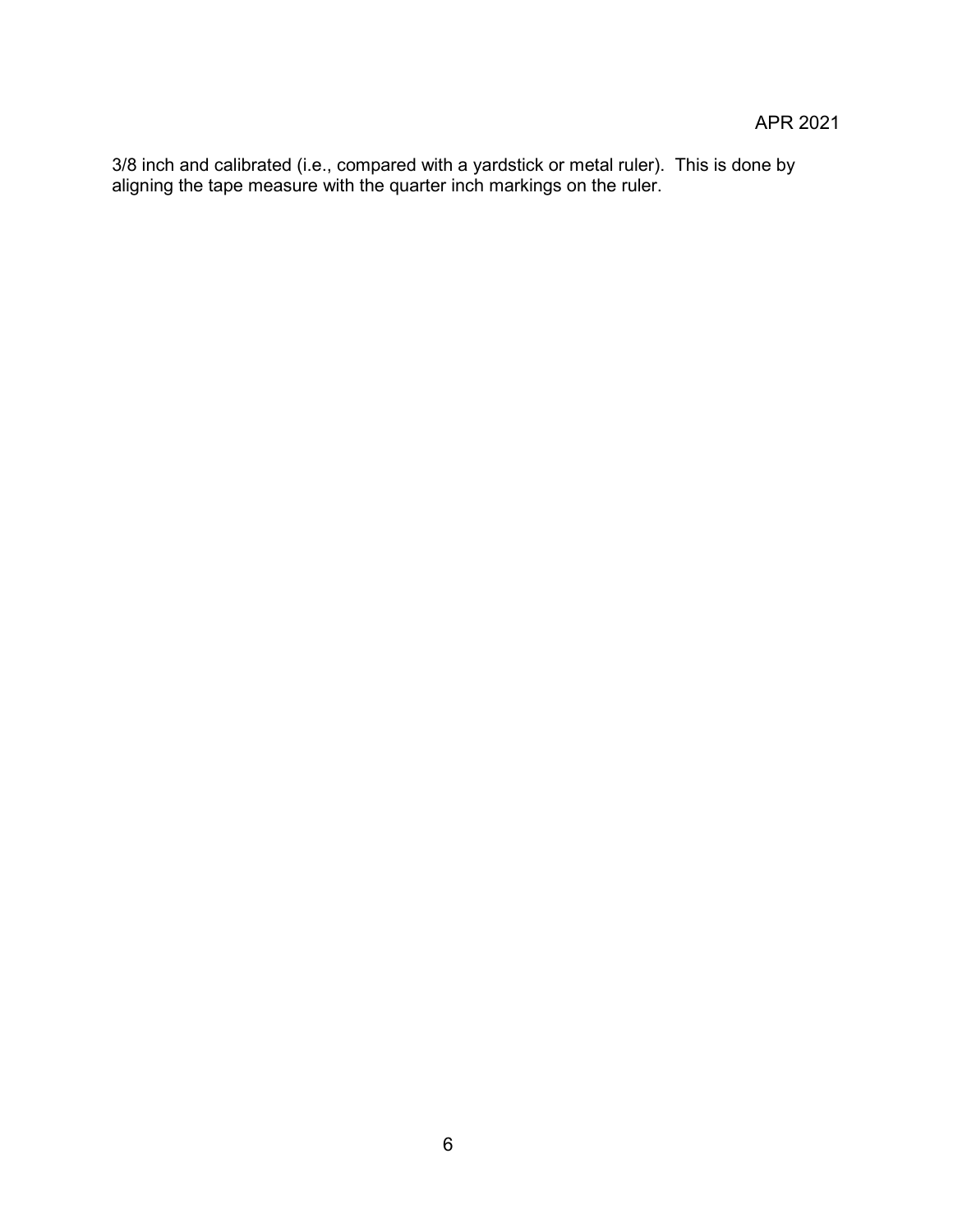3/8 inch and calibrated (i.e., compared with a yardstick or metal ruler). This is done by aligning the tape measure with the quarter inch markings on the ruler.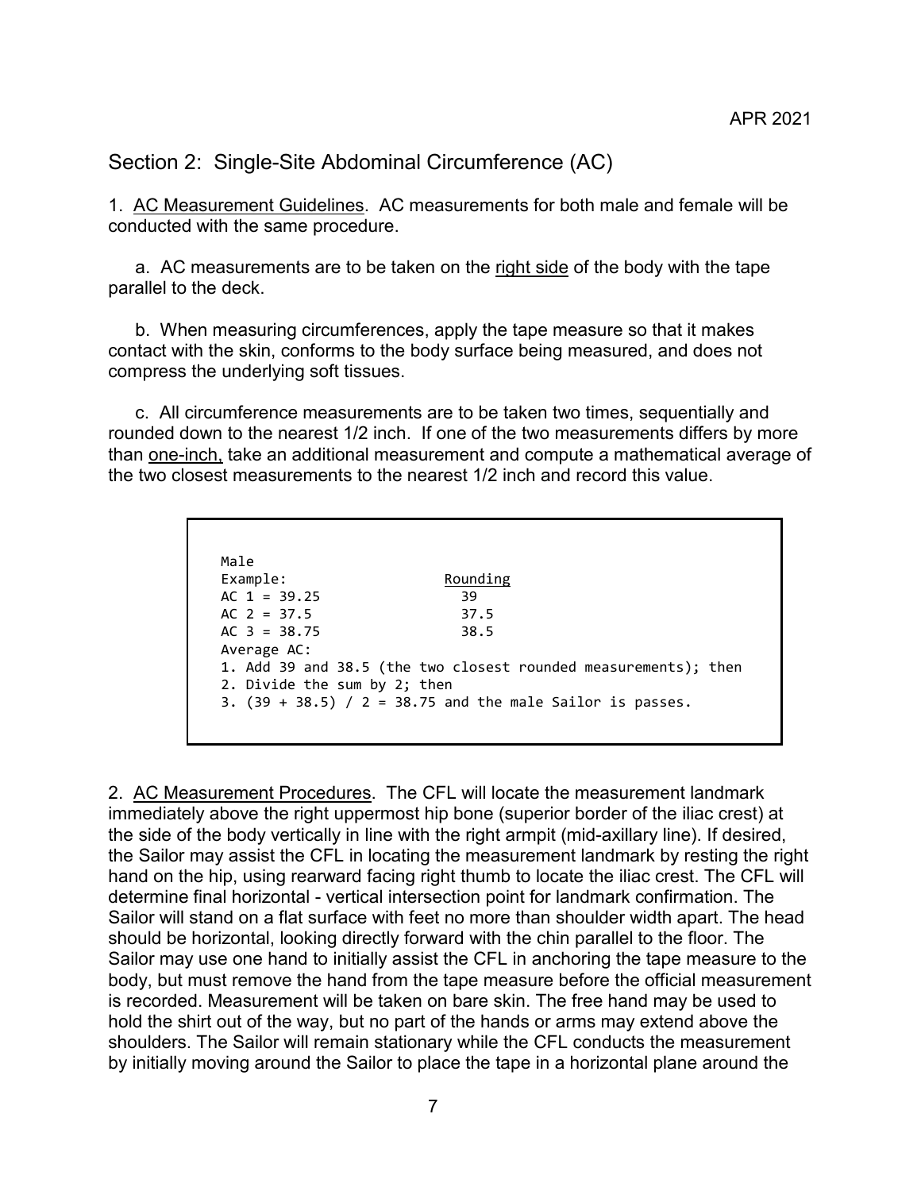## Section 2: Single-Site Abdominal Circumference (AC)

1. AC Measurement Guidelines. AC measurements for both male and female will be conducted with the same procedure.

   a. AC measurements are to be taken on the right side of the body with the tape parallel to the deck.

   b. When measuring circumferences, apply the tape measure so that it makes contact with the skin, conforms to the body surface being measured, and does not compress the underlying soft tissues.

   c. All circumference measurements are to be taken two times, sequentially and rounded down to the nearest 1/2 inch. If one of the two measurements differs by more than one-inch, take an additional measurement and compute a mathematical average of the two closest measurements to the nearest 1/2 inch and record this value.

```
Male
Example:                      Rounding
AC 1 = 39.25                    39
AC 2 = 37.5                     37.5
AC 3 = 38.75                    38.5
Average AC:
1. Add 39 and 38.5 (the two closest rounded measurements); then
2. Divide the sum by 2; then
3. (39 + 38.5) / 2 = 38.75 and the male Sailor is passes.
```

2. AC Measurement Procedures. The CFL will locate the measurement landmark immediately above the right uppermost hip bone (superior border of the iliac crest) at the side of the body vertically in line with the right armpit (mid-axillary line). If desired, the Sailor may assist the CFL in locating the measurement landmark by resting the right hand on the hip, using rearward facing right thumb to locate the iliac crest. The CFL will determine final horizontal - vertical intersection point for landmark confirmation. The Sailor will stand on a flat surface with feet no more than shoulder width apart. The head should be horizontal, looking directly forward with the chin parallel to the floor. The Sailor may use one hand to initially assist the CFL in anchoring the tape measure to the body, but must remove the hand from the tape measure before the official measurement is recorded. Measurement will be taken on bare skin. The free hand may be used to hold the shirt out of the way, but no part of the hands or arms may extend above the shoulders. The Sailor will remain stationary while the CFL conducts the measurement by initially moving around the Sailor to place the tape in a horizontal plane around the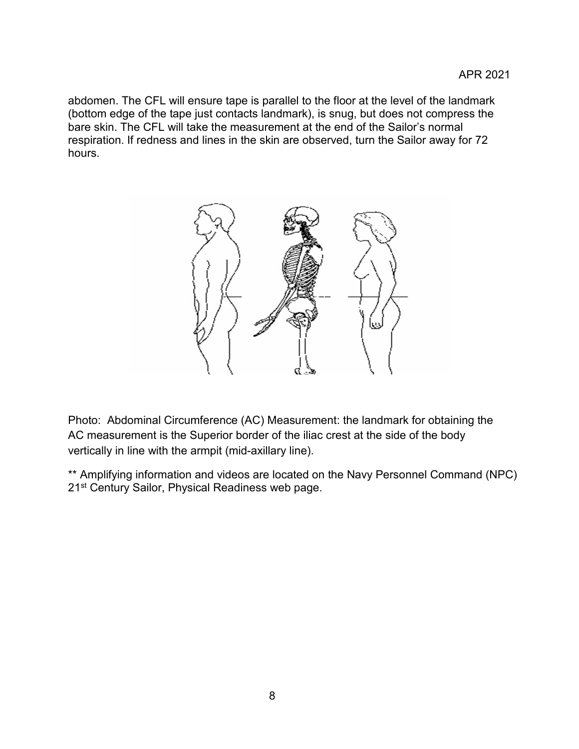abdomen. The CFL will ensure tape is parallel to the floor at the level of the landmark (bottom edge of the tape just contacts landmark), is snug, but does not compress the bare skin. The CFL will take the measurement at the end of the Sailor's normal respiration. If redness and lines in the skin are observed, turn the Sailor away for 72 hours.

Photo: Abdominal Circumference (AC) Measurement: the landmark for obtaining the AC measurement is the Superior border of the iliac crest at the side of the body vertically in line with the armpit (mid-axillary line).

** Amplifying information and videos are located on the Navy Personnel Command (NPC) 21st Century Sailor, Physical Readiness web page.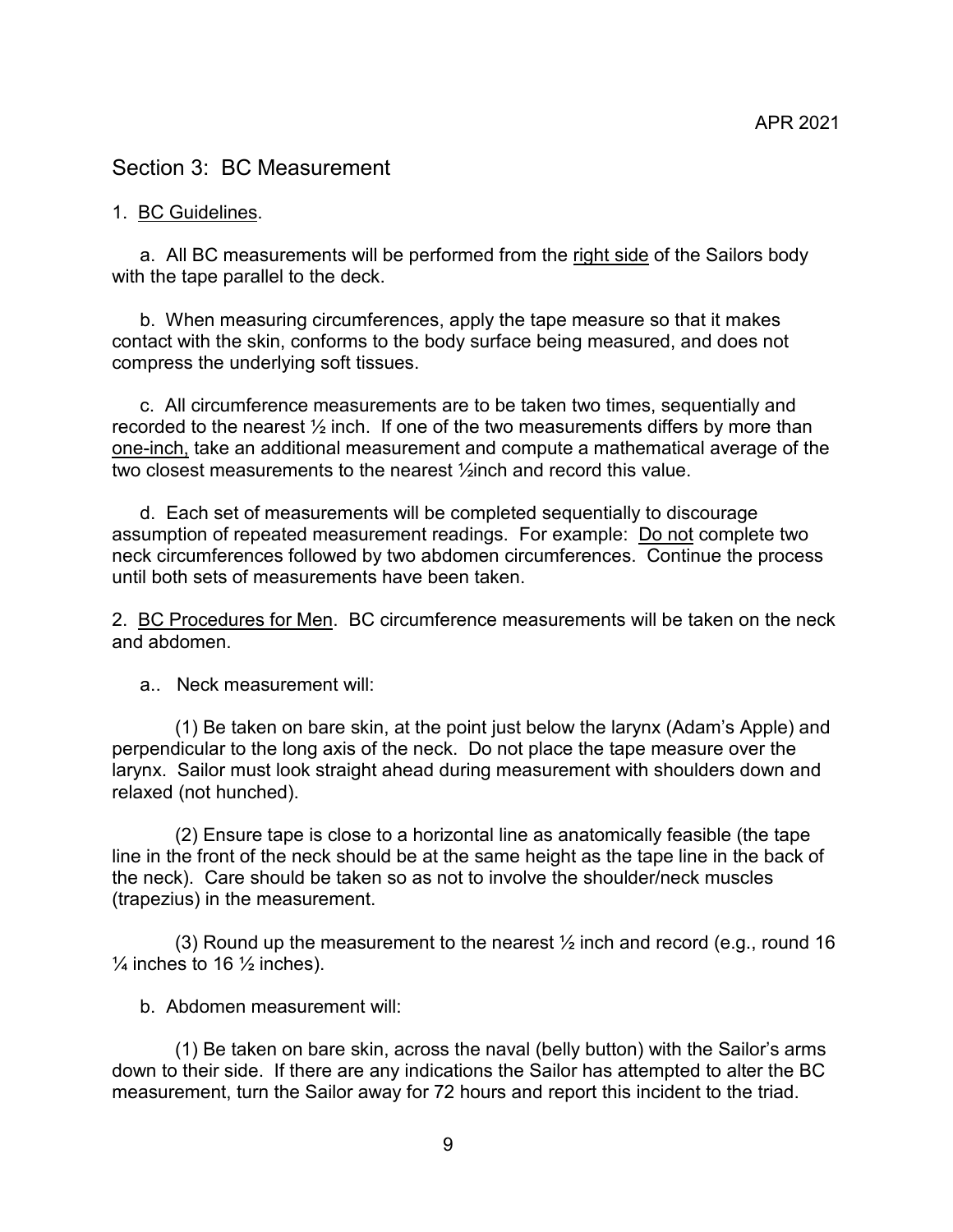## Section 3: BC Measurement

1. <u>BC Guidelines</u>.

   a. All BC measurements will be performed from the <u>right side</u> of the Sailors body with the tape parallel to the deck.

   b. When measuring circumferences, apply the tape measure so that it makes contact with the skin, conforms to the body surface being measured, and does not compress the underlying soft tissues.

   c. All circumference measurements are to be taken two times, sequentially and recorded to the nearest ½ inch. If one of the two measurements differs by more than <u>one-inch,</u> take an additional measurement and compute a mathematical average of the two closest measurements to the nearest ½inch and record this value.

   d. Each set of measurements will be completed sequentially to discourage assumption of repeated measurement readings. For example: <u>Do not</u> complete two neck circumferences followed by two abdomen circumferences. Continue the process until both sets of measurements have been taken.

2. <u>BC Procedures for Men</u>. BC circumference measurements will be taken on the neck and abdomen.

   a.. Neck measurement will:

      (1) Be taken on bare skin, at the point just below the larynx (Adam's Apple) and perpendicular to the long axis of the neck. Do not place the tape measure over the larynx. Sailor must look straight ahead during measurement with shoulders down and relaxed (not hunched).

      (2) Ensure tape is close to a horizontal line as anatomically feasible (the tape line in the front of the neck should be at the same height as the tape line in the back of the neck). Care should be taken so as not to involve the shoulder/neck muscles (trapezius) in the measurement.

      (3) Round up the measurement to the nearest ½ inch and record (e.g., round 16 ¼ inches to 16 ½ inches).

   b. Abdomen measurement will:

      (1) Be taken on bare skin, across the naval (belly button) with the Sailor's arms down to their side. If there are any indications the Sailor has attempted to alter the BC measurement, turn the Sailor away for 72 hours and report this incident to the triad.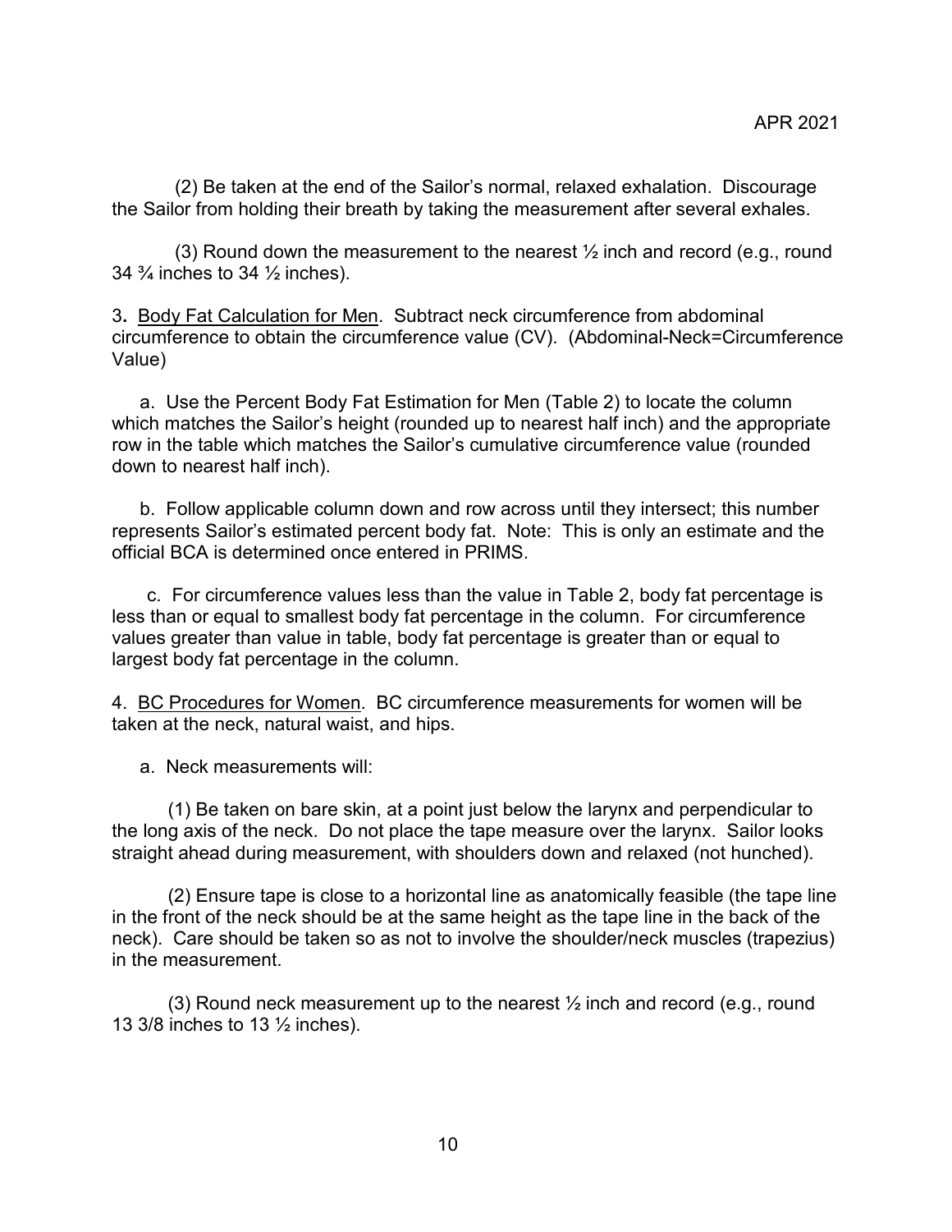(2) Be taken at the end of the Sailor's normal, relaxed exhalation. Discourage the Sailor from holding their breath by taking the measurement after several exhales.

(3) Round down the measurement to the nearest ½ inch and record (e.g., round 34 ¾ inches to 34 ½ inches).

3. <u>Body Fat Calculation for Men</u>. Subtract neck circumference from abdominal circumference to obtain the circumference value (CV). (Abdominal-Neck=Circumference Value)

a. Use the Percent Body Fat Estimation for Men (Table 2) to locate the column which matches the Sailor's height (rounded up to nearest half inch) and the appropriate row in the table which matches the Sailor's cumulative circumference value (rounded down to nearest half inch).

b. Follow applicable column down and row across until they intersect; this number represents Sailor's estimated percent body fat. Note: This is only an estimate and the official BCA is determined once entered in PRIMS.

c. For circumference values less than the value in Table 2, body fat percentage is less than or equal to smallest body fat percentage in the column. For circumference values greater than value in table, body fat percentage is greater than or equal to largest body fat percentage in the column.

4. <u>BC Procedures for Women</u>. BC circumference measurements for women will be taken at the neck, natural waist, and hips.

a. Neck measurements will:

(1) Be taken on bare skin, at a point just below the larynx and perpendicular to the long axis of the neck. Do not place the tape measure over the larynx. Sailor looks straight ahead during measurement, with shoulders down and relaxed (not hunched).

(2) Ensure tape is close to a horizontal line as anatomically feasible (the tape line in the front of the neck should be at the same height as the tape line in the back of the neck). Care should be taken so as not to involve the shoulder/neck muscles (trapezius) in the measurement.

(3) Round neck measurement up to the nearest ½ inch and record (e.g., round 13 3/8 inches to 13 ½ inches).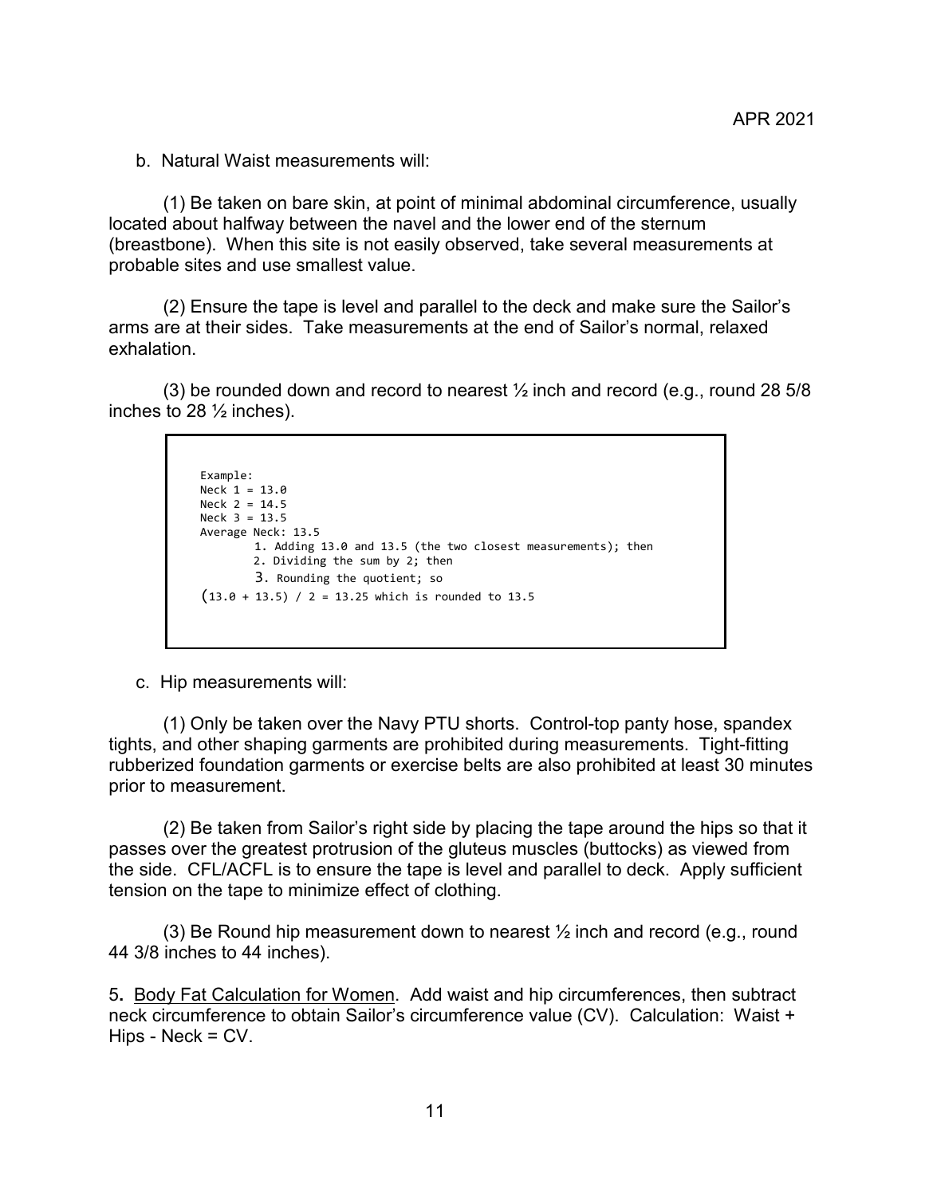b. Natural Waist measurements will:

(1) Be taken on bare skin, at point of minimal abdominal circumference, usually located about halfway between the navel and the lower end of the sternum (breastbone). When this site is not easily observed, take several measurements at probable sites and use smallest value.

(2) Ensure the tape is level and parallel to the deck and make sure the Sailor's arms are at their sides. Take measurements at the end of Sailor's normal, relaxed exhalation.

(3) be rounded down and record to nearest ½ inch and record (e.g., round 28 5/8 inches to 28 ½ inches).

```
Example:
Neck 1 = 13.0
Neck 2 = 14.5
Neck 3 = 13.5
Average Neck: 13.5
        1. Adding 13.0 and 13.5 (the two closest measurements); then
        2. Dividing the sum by 2; then
        3. Rounding the quotient; so
(13.0 + 13.5) / 2 = 13.25 which is rounded to 13.5
```

c. Hip measurements will:

(1) Only be taken over the Navy PTU shorts. Control-top panty hose, spandex tights, and other shaping garments are prohibited during measurements. Tight-fitting rubberized foundation garments or exercise belts are also prohibited at least 30 minutes prior to measurement.

(2) Be taken from Sailor's right side by placing the tape around the hips so that it passes over the greatest protrusion of the gluteus muscles (buttocks) as viewed from the side. CFL/ACFL is to ensure the tape is level and parallel to deck. Apply sufficient tension on the tape to minimize effect of clothing.

(3) Be Round hip measurement down to nearest ½ inch and record (e.g., round 44 3/8 inches to 44 inches).

5. <u>Body Fat Calculation for Women</u>. Add waist and hip circumferences, then subtract neck circumference to obtain Sailor's circumference value (CV). Calculation: Waist + Hips - Neck = CV.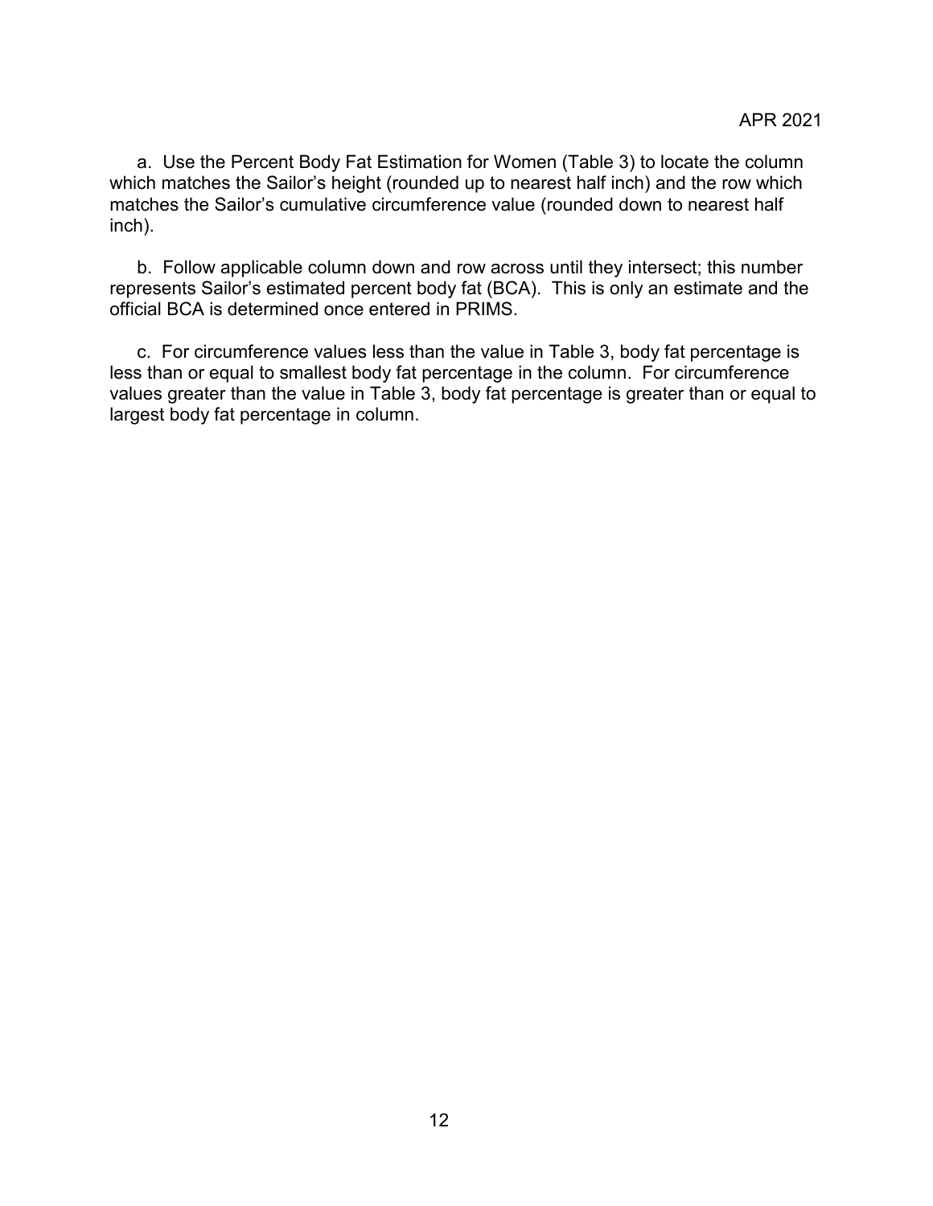a. Use the Percent Body Fat Estimation for Women (Table 3) to locate the column which matches the Sailor's height (rounded up to nearest half inch) and the row which matches the Sailor's cumulative circumference value (rounded down to nearest half inch).

b. Follow applicable column down and row across until they intersect; this number represents Sailor's estimated percent body fat (BCA). This is only an estimate and the official BCA is determined once entered in PRIMS.

c. For circumference values less than the value in Table 3, body fat percentage is less than or equal to smallest body fat percentage in the column. For circumference values greater than the value in Table 3, body fat percentage is greater than or equal to largest body fat percentage in column.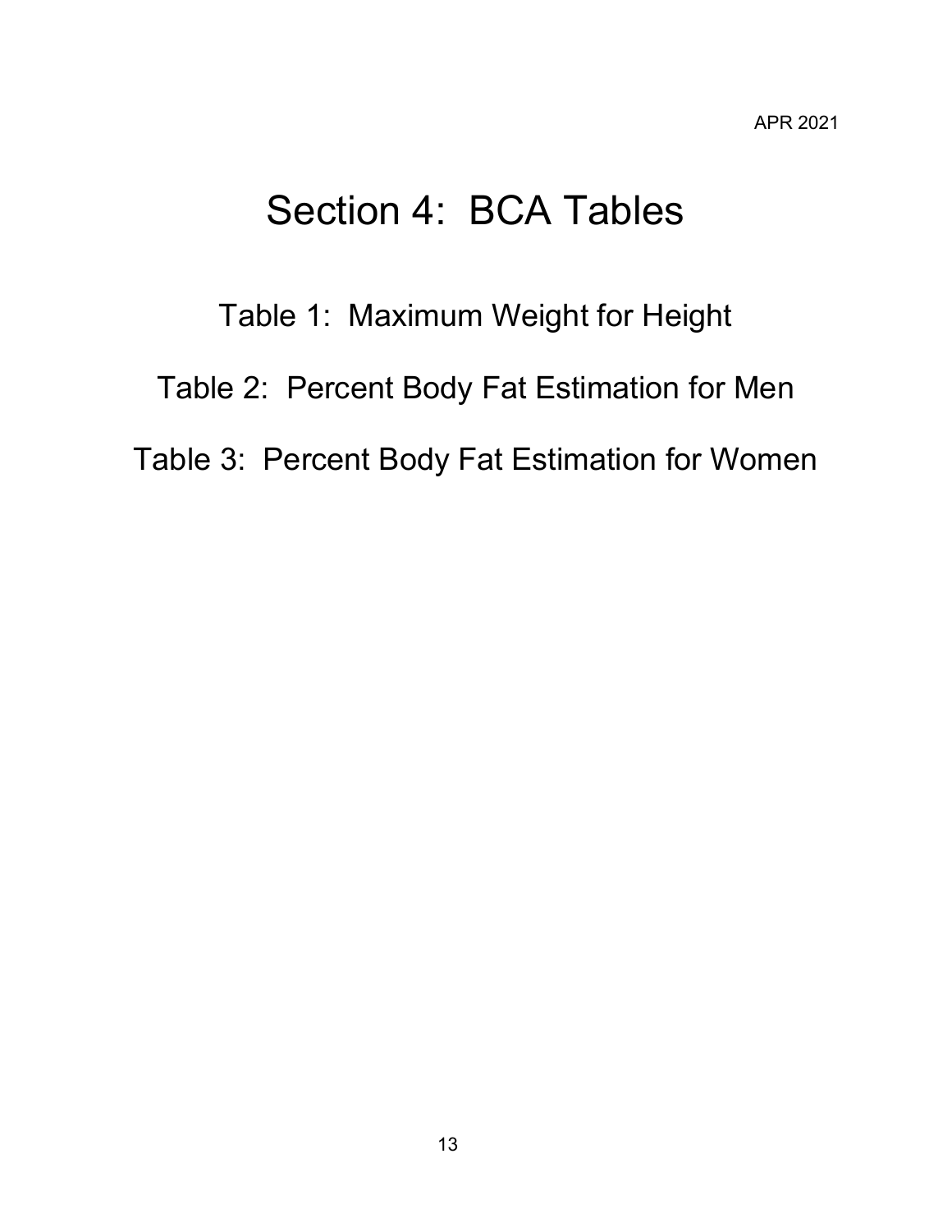# Section 4: BCA Tables

Table 1: Maximum Weight for Height

Table 2: Percent Body Fat Estimation for Men

Table 3: Percent Body Fat Estimation for Women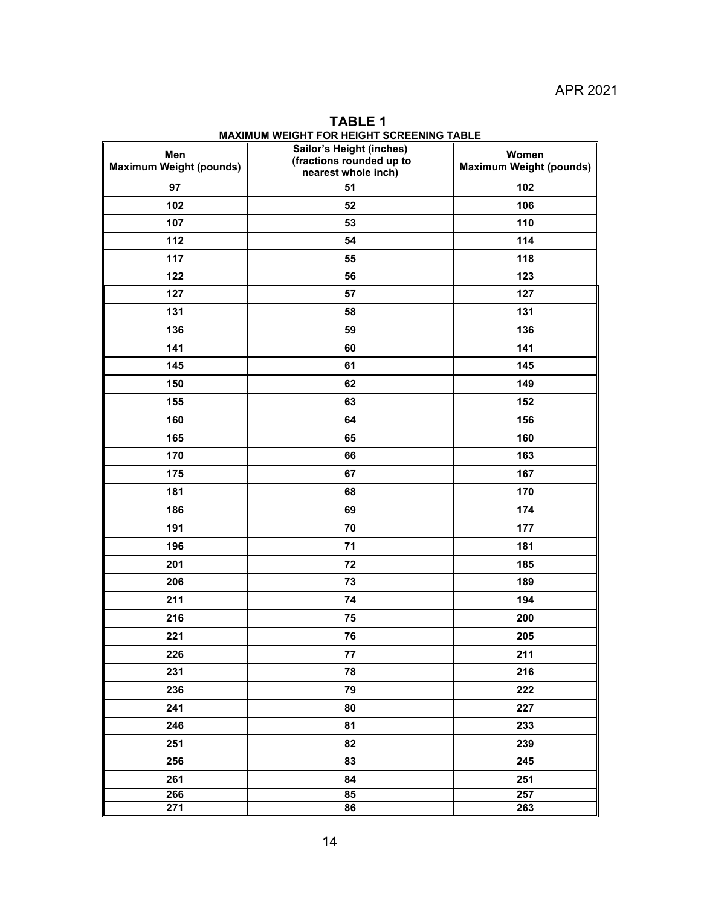APR 2021

**TABLE 1**
**MAXIMUM WEIGHT FOR HEIGHT SCREENING TABLE**

| Men Maximum Weight (pounds) | Sailor's Height (inches) (fractions rounded up to nearest whole inch) | Women Maximum Weight (pounds) |
|---|---|---|
| 97 | 51 | 102 |
| 102 | 52 | 106 |
| 107 | 53 | 110 |
| 112 | 54 | 114 |
| 117 | 55 | 118 |
| 122 | 56 | 123 |
| 127 | 57 | 127 |
| 131 | 58 | 131 |
| 136 | 59 | 136 |
| 141 | 60 | 141 |
| 145 | 61 | 145 |
| 150 | 62 | 149 |
| 155 | 63 | 152 |
| 160 | 64 | 156 |
| 165 | 65 | 160 |
| 170 | 66 | 163 |
| 175 | 67 | 167 |
| 181 | 68 | 170 |
| 186 | 69 | 174 |
| 191 | 70 | 177 |
| 196 | 71 | 181 |
| 201 | 72 | 185 |
| 206 | 73 | 189 |
| 211 | 74 | 194 |
| 216 | 75 | 200 |
| 221 | 76 | 205 |
| 226 | 77 | 211 |
| 231 | 78 | 216 |
| 236 | 79 | 222 |
| 241 | 80 | 227 |
| 246 | 81 | 233 |
| 251 | 82 | 239 |
| 256 | 83 | 245 |
| 261 | 84 | 251 |
| 266 | 85 | 257 |
| 271 | 86 | 263 |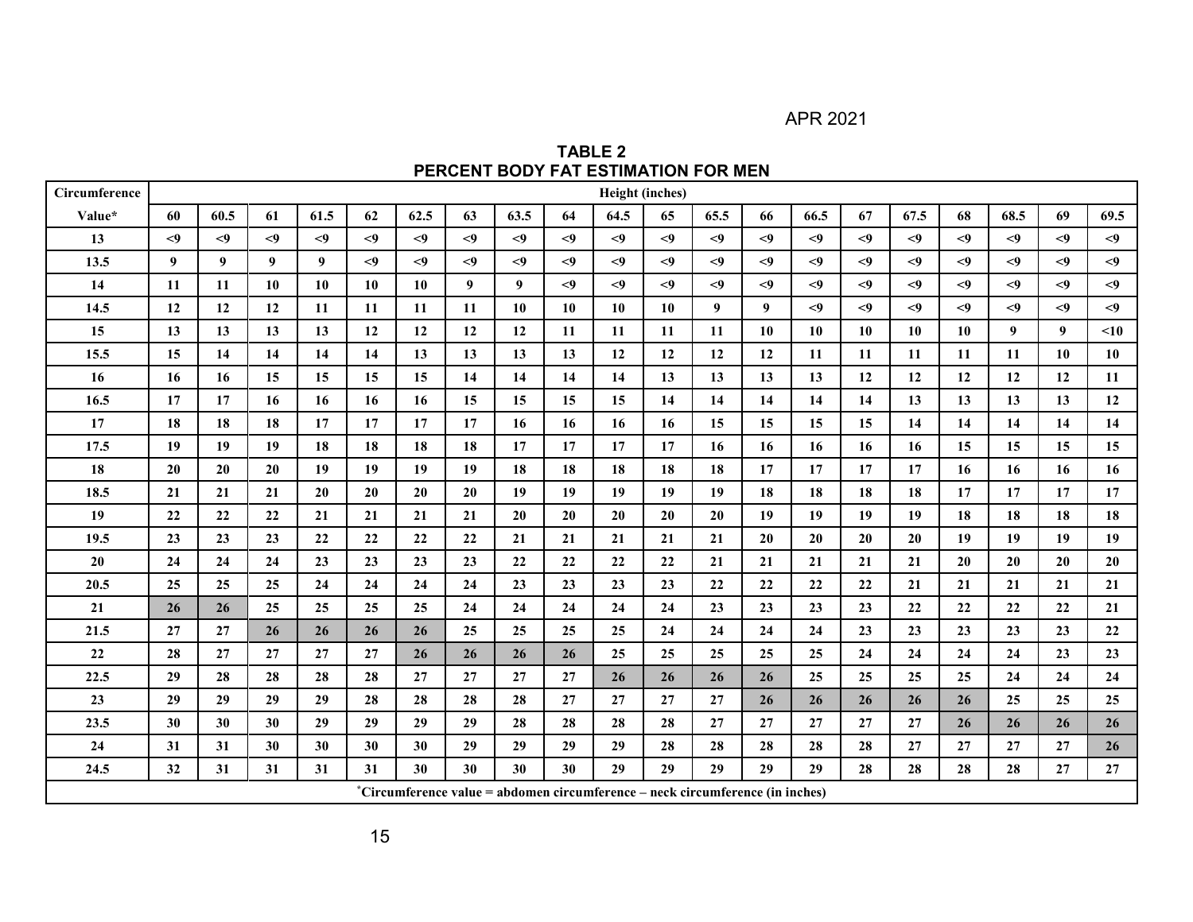APR 2021

## TABLE 2
## PERCENT BODY FAT ESTIMATION FOR MEN

| Circumference | Height (inches) | | | | | | | | | | | | | | | | | | | |
|---|---|---|---|---|---|---|---|---|---|---|---|---|---|---|---|---|---|---|---|---|
| Value* | 60 | 60.5 | 61 | 61.5 | 62 | 62.5 | 63 | 63.5 | 64 | 64.5 | 65 | 65.5 | 66 | 66.5 | 67 | 67.5 | 68 | 68.5 | 69 | 69.5 |
| 13 | <9 | <9 | <9 | <9 | <9 | <9 | <9 | <9 | <9 | <9 | <9 | <9 | <9 | <9 | <9 | <9 | <9 | <9 | <9 | <9 |
| 13.5 | 9 | 9 | 9 | 9 | <9 | <9 | <9 | <9 | <9 | <9 | <9 | <9 | <9 | <9 | <9 | <9 | <9 | <9 | <9 | <9 |
| 14 | 11 | 11 | 10 | 10 | 10 | 10 | 9 | 9 | <9 | <9 | <9 | <9 | <9 | <9 | <9 | <9 | <9 | <9 | <9 | <9 |
| 14.5 | 12 | 12 | 12 | 11 | 11 | 11 | 11 | 10 | 10 | 10 | 10 | 9 | 9 | <9 | <9 | <9 | <9 | <9 | <9 | <9 |
| 15 | 13 | 13 | 13 | 13 | 12 | 12 | 12 | 12 | 11 | 11 | 11 | 11 | 10 | 10 | 10 | 10 | 10 | 9 | 9 | <10 |
| 15.5 | 15 | 14 | 14 | 14 | 14 | 13 | 13 | 13 | 13 | 12 | 12 | 12 | 12 | 11 | 11 | 11 | 11 | 11 | 10 | 10 |
| 16 | 16 | 16 | 15 | 15 | 15 | 15 | 14 | 14 | 14 | 14 | 13 | 13 | 13 | 13 | 12 | 12 | 12 | 12 | 12 | 11 |
| 16.5 | 17 | 17 | 16 | 16 | 16 | 16 | 15 | 15 | 15 | 15 | 14 | 14 | 14 | 14 | 14 | 13 | 13 | 13 | 13 | 12 |
| 17 | 18 | 18 | 18 | 17 | 17 | 17 | 17 | 16 | 16 | 16 | 16 | 15 | 15 | 15 | 15 | 14 | 14 | 14 | 14 | 14 |
| 17.5 | 19 | 19 | 19 | 18 | 18 | 18 | 18 | 17 | 17 | 17 | 17 | 16 | 16 | 16 | 16 | 16 | 15 | 15 | 15 | 15 |
| 18 | 20 | 20 | 20 | 19 | 19 | 19 | 19 | 18 | 18 | 18 | 18 | 18 | 17 | 17 | 17 | 17 | 16 | 16 | 16 | 16 |
| 18.5 | 21 | 21 | 21 | 20 | 20 | 20 | 20 | 19 | 19 | 19 | 19 | 19 | 18 | 18 | 18 | 18 | 17 | 17 | 17 | 17 |
| 19 | 22 | 22 | 22 | 21 | 21 | 21 | 21 | 20 | 20 | 20 | 20 | 20 | 19 | 19 | 19 | 19 | 18 | 18 | 18 | 18 |
| 19.5 | 23 | 23 | 23 | 22 | 22 | 22 | 22 | 21 | 21 | 21 | 21 | 21 | 20 | 20 | 20 | 20 | 19 | 19 | 19 | 19 |
| 20 | 24 | 24 | 24 | 23 | 23 | 23 | 23 | 22 | 22 | 22 | 22 | 21 | 21 | 21 | 21 | 21 | 20 | 20 | 20 | 20 |
| 20.5 | 25 | 25 | 25 | 24 | 24 | 24 | 24 | 23 | 23 | 23 | 23 | 22 | 22 | 22 | 22 | 21 | 21 | 21 | 21 | 21 |
| 21 | 26 | 26 | 25 | 25 | 25 | 25 | 24 | 24 | 24 | 24 | 24 | 23 | 23 | 23 | 23 | 22 | 22 | 22 | 22 | 21 |
| 21.5 | 27 | 27 | 26 | 26 | 26 | 26 | 25 | 25 | 25 | 25 | 24 | 24 | 24 | 24 | 23 | 23 | 23 | 23 | 23 | 22 |
| 22 | 28 | 27 | 27 | 27 | 27 | 26 | 26 | 26 | 26 | 25 | 25 | 25 | 25 | 25 | 24 | 24 | 24 | 24 | 23 | 23 |
| 22.5 | 29 | 28 | 28 | 28 | 28 | 27 | 27 | 27 | 27 | 26 | 26 | 26 | 26 | 25 | 25 | 25 | 25 | 24 | 24 | 24 |
| 23 | 29 | 29 | 29 | 29 | 28 | 28 | 28 | 28 | 27 | 27 | 27 | 27 | 26 | 26 | 26 | 26 | 26 | 25 | 25 | 25 |
| 23.5 | 30 | 30 | 30 | 29 | 29 | 29 | 29 | 28 | 28 | 28 | 28 | 27 | 27 | 27 | 27 | 27 | 26 | 26 | 26 | 26 |
| 24 | 31 | 31 | 30 | 30 | 30 | 30 | 29 | 29 | 29 | 29 | 28 | 28 | 28 | 28 | 28 | 27 | 27 | 27 | 27 | 26 |
| 24.5 | 32 | 31 | 31 | 31 | 31 | 30 | 30 | 30 | 30 | 29 | 29 | 29 | 29 | 29 | 28 | 28 | 28 | 28 | 27 | 27 |

*Circumference value = abdomen circumference – neck circumference (in inches)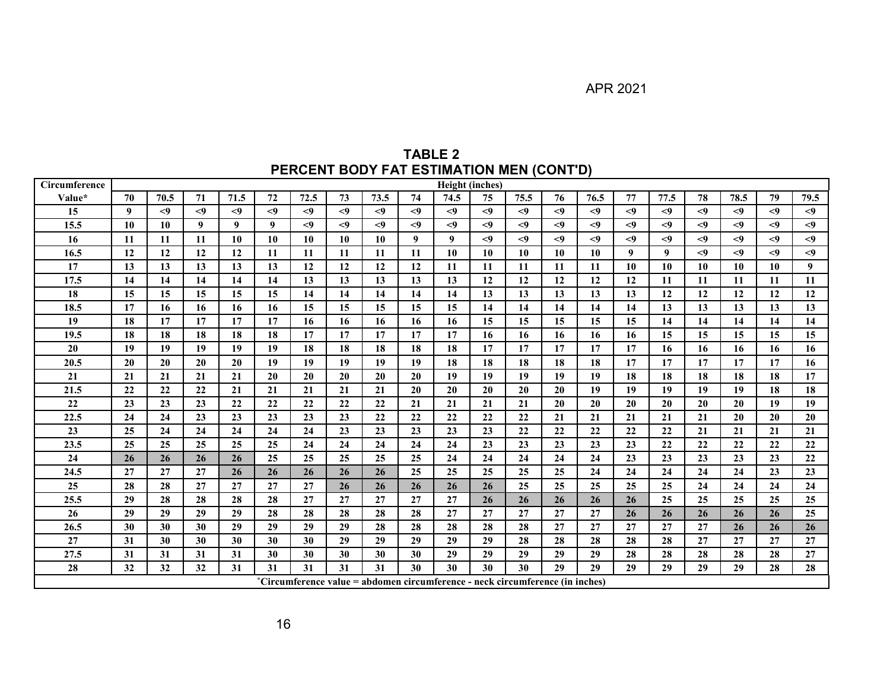APR 2021

## TABLE 2
## PERCENT BODY FAT ESTIMATION MEN (CONT'D)

| Circumference | Height (inches) | | | | | | | | | | | | | | | | | | | |
|---|---|---|---|---|---|---|---|---|---|---|---|---|---|---|---|---|---|---|---|---|
| Value* | 70 | 70.5 | 71 | 71.5 | 72 | 72.5 | 73 | 73.5 | 74 | 74.5 | 75 | 75.5 | 76 | 76.5 | 77 | 77.5 | 78 | 78.5 | 79 | 79.5 |
| 15 | 9 | <9 | <9 | <9 | <9 | <9 | <9 | <9 | <9 | <9 | <9 | <9 | <9 | <9 | <9 | <9 | <9 | <9 | <9 | <9 |
| 15.5 | 10 | 10 | 9 | 9 | 9 | <9 | <9 | <9 | <9 | <9 | <9 | <9 | <9 | <9 | <9 | <9 | <9 | <9 | <9 | <9 |
| 16 | 11 | 11 | 11 | 10 | 10 | 10 | 10 | 10 | 9 | 9 | <9 | <9 | <9 | <9 | <9 | <9 | <9 | <9 | <9 | <9 |
| 16.5 | 12 | 12 | 12 | 12 | 11 | 11 | 11 | 11 | 11 | 10 | 10 | 10 | 10 | 10 | 9 | 9 | <9 | <9 | <9 | <9 |
| 17 | 13 | 13 | 13 | 13 | 13 | 12 | 12 | 12 | 12 | 12 | 11 | 11 | 11 | 11 | 11 | 10 | 10 | 10 | 10 | 9 |
| 17.5 | 14 | 14 | 14 | 14 | 14 | 13 | 13 | 13 | 13 | 13 | 12 | 12 | 12 | 12 | 12 | 11 | 11 | 11 | 11 | 11 |
| 18 | 15 | 15 | 15 | 15 | 15 | 14 | 14 | 14 | 14 | 14 | 13 | 13 | 13 | 13 | 13 | 12 | 12 | 12 | 12 | 12 |
| 18.5 | 17 | 16 | 16 | 16 | 16 | 15 | 15 | 15 | 15 | 15 | 14 | 14 | 14 | 14 | 14 | 13 | 13 | 13 | 13 | 13 |
| 19 | 18 | 17 | 17 | 17 | 17 | 16 | 16 | 16 | 16 | 16 | 15 | 15 | 15 | 15 | 15 | 14 | 14 | 14 | 14 | 14 |
| 19.5 | 18 | 18 | 18 | 18 | 18 | 17 | 17 | 17 | 17 | 17 | 16 | 16 | 16 | 16 | 16 | 15 | 15 | 15 | 15 | 15 |
| 20 | 19 | 19 | 19 | 19 | 19 | 18 | 18 | 18 | 18 | 18 | 17 | 17 | 17 | 17 | 17 | 16 | 16 | 16 | 16 | 16 |
| 20.5 | 20 | 20 | 20 | 20 | 19 | 19 | 19 | 19 | 19 | 18 | 18 | 18 | 18 | 18 | 17 | 17 | 17 | 17 | 17 | 16 |
| 21 | 21 | 21 | 21 | 21 | 20 | 20 | 20 | 20 | 20 | 19 | 19 | 19 | 19 | 19 | 18 | 18 | 18 | 18 | 18 | 17 |
| 21.5 | 22 | 22 | 22 | 21 | 21 | 21 | 21 | 21 | 20 | 20 | 20 | 20 | 20 | 19 | 19 | 19 | 19 | 19 | 18 | 18 |
| 22 | 23 | 23 | 23 | 22 | 22 | 22 | 22 | 22 | 21 | 21 | 21 | 21 | 20 | 20 | 20 | 20 | 20 | 20 | 19 | 19 |
| 22.5 | 24 | 24 | 23 | 23 | 23 | 23 | 23 | 22 | 22 | 22 | 22 | 22 | 21 | 21 | 21 | 21 | 21 | 20 | 20 | 20 |
| 23 | 25 | 24 | 24 | 24 | 24 | 24 | 23 | 23 | 23 | 23 | 23 | 22 | 22 | 22 | 22 | 22 | 21 | 21 | 21 | 21 |
| 23.5 | 25 | 25 | 25 | 25 | 25 | 24 | 24 | 24 | 24 | 24 | 23 | 23 | 23 | 23 | 23 | 22 | 22 | 22 | 22 | 22 |
| 24 | 26 | 26 | 26 | 26 | 25 | 25 | 25 | 25 | 25 | 24 | 24 | 24 | 24 | 24 | 23 | 23 | 23 | 23 | 23 | 22 |
| 24.5 | 27 | 27 | 27 | 26 | 26 | 26 | 26 | 26 | 25 | 25 | 25 | 25 | 25 | 24 | 24 | 24 | 24 | 24 | 23 | 23 |
| 25 | 28 | 28 | 27 | 27 | 27 | 27 | 26 | 26 | 26 | 26 | 26 | 25 | 25 | 25 | 25 | 25 | 24 | 24 | 24 | 24 |
| 25.5 | 29 | 28 | 28 | 28 | 28 | 27 | 27 | 27 | 27 | 27 | 27 | 26 | 26 | 26 | 26 | 25 | 25 | 25 | 25 | 25 |
| 26 | 29 | 29 | 29 | 29 | 28 | 28 | 28 | 28 | 28 | 27 | 27 | 27 | 27 | 27 | 26 | 26 | 26 | 26 | 26 | 25 |
| 26.5 | 30 | 30 | 30 | 29 | 29 | 29 | 29 | 28 | 28 | 28 | 28 | 28 | 27 | 27 | 27 | 27 | 27 | 26 | 26 | 26 |
| 27 | 31 | 30 | 30 | 30 | 30 | 30 | 29 | 29 | 29 | 29 | 29 | 28 | 28 | 28 | 28 | 28 | 27 | 27 | 27 | 27 |
| 27.5 | 31 | 31 | 31 | 31 | 31 | 30 | 30 | 30 | 30 | 29 | 29 | 29 | 29 | 29 | 28 | 28 | 28 | 28 | 28 | 27 |
| 28 | 32 | 32 | 32 | 31 | 31 | 31 | 31 | 31 | 30 | 30 | 30 | 30 | 29 | 29 | 29 | 29 | 29 | 29 | 28 | 28 |

*Circumference value = abdomen circumference - neck circumference (in inches)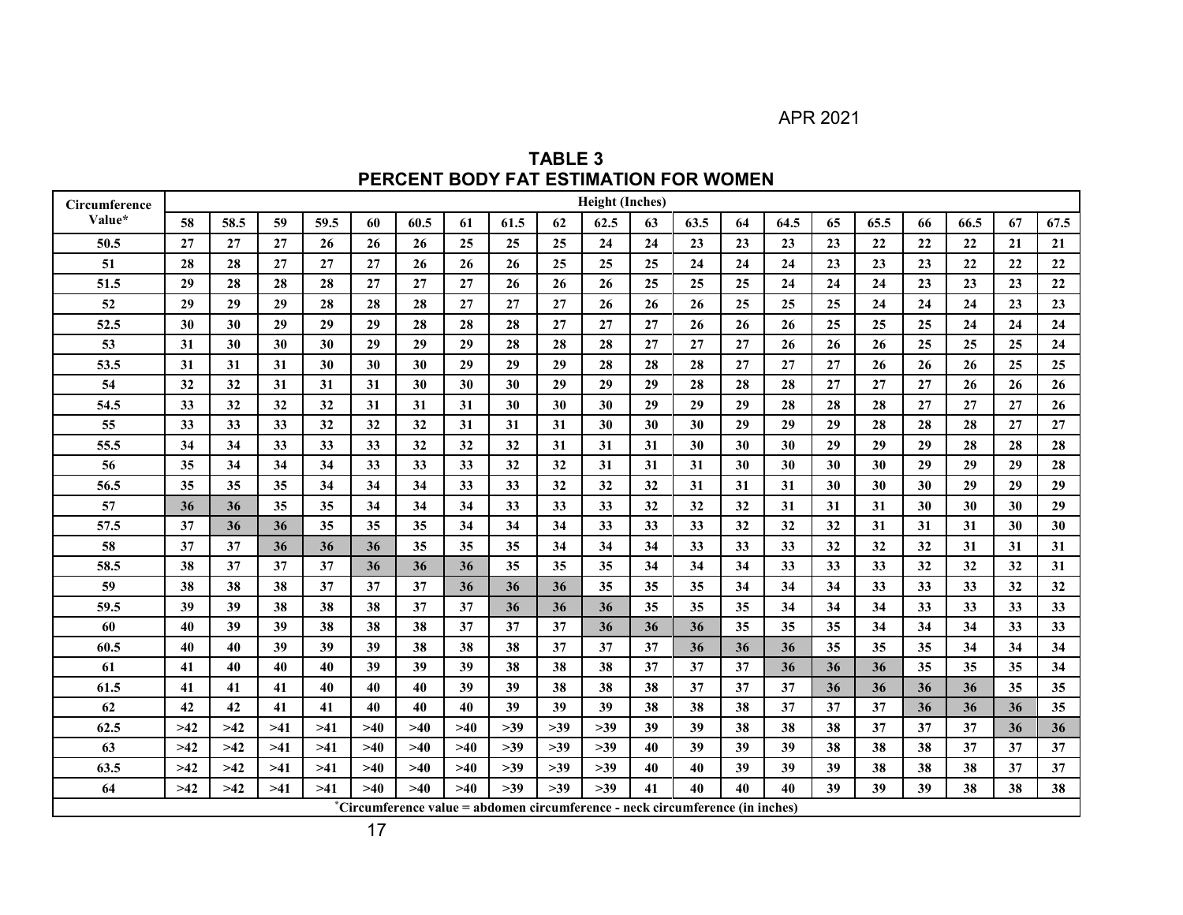APR 2021

## TABLE 3
## PERCENT BODY FAT ESTIMATION FOR WOMEN

| Circumference Value* | Height (Inches) | | | | | | | | | | | | | | | | | | | |
|---|---|---|---|---|---|---|---|---|---|---|---|---|---|---|---|---|---|---|---|---|
| | 58 | 58.5 | 59 | 59.5 | 60 | 60.5 | 61 | 61.5 | 62 | 62.5 | 63 | 63.5 | 64 | 64.5 | 65 | 65.5 | 66 | 66.5 | 67 | 67.5 |
| 50.5 | 27 | 27 | 27 | 26 | 26 | 26 | 25 | 25 | 25 | 24 | 24 | 23 | 23 | 23 | 23 | 22 | 22 | 22 | 21 | 21 |
| 51 | 28 | 28 | 27 | 27 | 27 | 26 | 26 | 26 | 25 | 25 | 25 | 24 | 24 | 24 | 23 | 23 | 23 | 22 | 22 | 22 |
| 51.5 | 29 | 28 | 28 | 28 | 27 | 27 | 27 | 26 | 26 | 26 | 25 | 25 | 25 | 24 | 24 | 24 | 23 | 23 | 23 | 22 |
| 52 | 29 | 29 | 29 | 28 | 28 | 28 | 27 | 27 | 27 | 26 | 26 | 26 | 25 | 25 | 25 | 24 | 24 | 24 | 23 | 23 |
| 52.5 | 30 | 30 | 29 | 29 | 29 | 28 | 28 | 28 | 27 | 27 | 27 | 26 | 26 | 26 | 25 | 25 | 25 | 24 | 24 | 24 |
| 53 | 31 | 30 | 30 | 30 | 29 | 29 | 29 | 28 | 28 | 28 | 27 | 27 | 27 | 26 | 26 | 26 | 25 | 25 | 25 | 24 |
| 53.5 | 31 | 31 | 31 | 30 | 30 | 30 | 29 | 29 | 29 | 28 | 28 | 28 | 27 | 27 | 27 | 26 | 26 | 26 | 25 | 25 |
| 54 | 32 | 32 | 31 | 31 | 31 | 30 | 30 | 30 | 29 | 29 | 29 | 28 | 28 | 28 | 27 | 27 | 27 | 26 | 26 | 26 |
| 54.5 | 33 | 32 | 32 | 32 | 31 | 31 | 31 | 30 | 30 | 30 | 29 | 29 | 29 | 28 | 28 | 28 | 27 | 27 | 27 | 26 |
| 55 | 33 | 33 | 33 | 32 | 32 | 32 | 31 | 31 | 31 | 30 | 30 | 30 | 29 | 29 | 29 | 28 | 28 | 28 | 27 | 27 |
| 55.5 | 34 | 34 | 33 | 33 | 33 | 32 | 32 | 32 | 31 | 31 | 31 | 30 | 30 | 30 | 29 | 29 | 29 | 28 | 28 | 28 |
| 56 | 35 | 34 | 34 | 34 | 33 | 33 | 33 | 32 | 32 | 31 | 31 | 31 | 30 | 30 | 30 | 30 | 29 | 29 | 29 | 28 |
| 56.5 | 35 | 35 | 35 | 34 | 34 | 34 | 33 | 33 | 32 | 32 | 32 | 31 | 31 | 31 | 30 | 30 | 30 | 29 | 29 | 29 |
| 57 | 36 | 36 | 35 | 35 | 34 | 34 | 34 | 33 | 33 | 33 | 32 | 32 | 32 | 31 | 31 | 31 | 30 | 30 | 30 | 29 |
| 57.5 | 37 | 36 | 36 | 35 | 35 | 35 | 34 | 34 | 34 | 33 | 33 | 33 | 32 | 32 | 32 | 31 | 31 | 31 | 30 | 30 |
| 58 | 37 | 37 | 36 | 36 | 36 | 35 | 35 | 35 | 34 | 34 | 34 | 33 | 33 | 33 | 32 | 32 | 32 | 31 | 31 | 31 |
| 58.5 | 38 | 37 | 37 | 37 | 36 | 36 | 36 | 35 | 35 | 35 | 34 | 34 | 34 | 33 | 33 | 33 | 32 | 32 | 32 | 31 |
| 59 | 38 | 38 | 38 | 37 | 37 | 37 | 36 | 36 | 36 | 35 | 35 | 35 | 34 | 34 | 34 | 33 | 33 | 33 | 32 | 32 |
| 59.5 | 39 | 39 | 38 | 38 | 38 | 37 | 37 | 36 | 36 | 36 | 35 | 35 | 35 | 34 | 34 | 34 | 33 | 33 | 33 | 33 |
| 60 | 40 | 39 | 39 | 38 | 38 | 38 | 37 | 37 | 37 | 36 | 36 | 36 | 35 | 35 | 35 | 34 | 34 | 34 | 33 | 33 |
| 60.5 | 40 | 40 | 39 | 39 | 39 | 38 | 38 | 38 | 37 | 37 | 37 | 36 | 36 | 36 | 35 | 35 | 35 | 34 | 34 | 34 |
| 61 | 41 | 40 | 40 | 40 | 39 | 39 | 39 | 38 | 38 | 38 | 37 | 37 | 37 | 36 | 36 | 36 | 35 | 35 | 35 | 34 |
| 61.5 | 41 | 41 | 41 | 40 | 40 | 40 | 39 | 39 | 38 | 38 | 38 | 37 | 37 | 37 | 36 | 36 | 36 | 36 | 35 | 35 |
| 62 | 42 | 42 | 41 | 41 | 40 | 40 | 40 | 39 | 39 | 39 | 38 | 38 | 38 | 37 | 37 | 37 | 36 | 36 | 36 | 35 |
| 62.5 | >42 | >42 | >41 | >41 | >40 | >40 | >40 | >39 | >39 | >39 | 39 | 39 | 38 | 38 | 38 | 37 | 37 | 37 | 36 | 36 |
| 63 | >42 | >42 | >41 | >41 | >40 | >40 | >40 | >39 | >39 | >39 | 40 | 39 | 39 | 39 | 38 | 38 | 38 | 37 | 37 | 37 |
| 63.5 | >42 | >42 | >41 | >41 | >40 | >40 | >40 | >39 | >39 | >39 | 40 | 40 | 39 | 39 | 39 | 38 | 38 | 38 | 37 | 37 |
| 64 | >42 | >42 | >41 | >41 | >40 | >40 | >40 | >39 | >39 | >39 | 41 | 40 | 40 | 40 | 39 | 39 | 39 | 38 | 38 | 38 |

*Circumference value = abdomen circumference - neck circumference (in inches)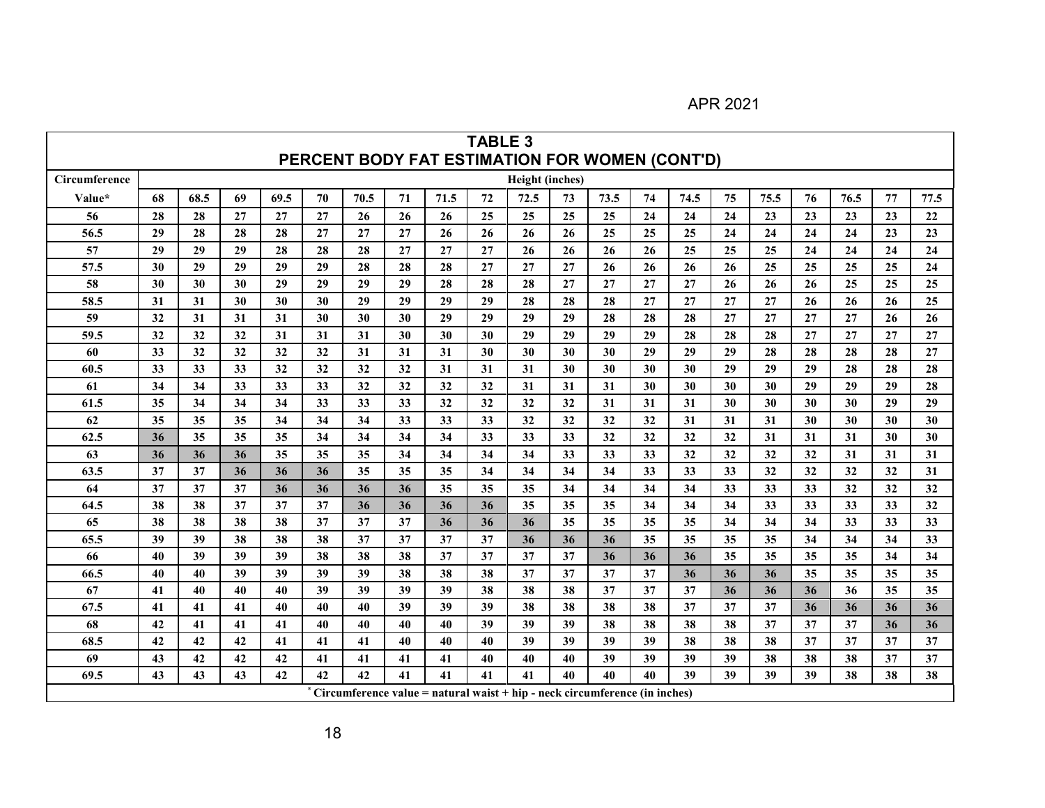APR 2021

## TABLE 3
## PERCENT BODY FAT ESTIMATION FOR WOMEN (CONT'D)

| Circumference | Height (inches) | | | | | | | | | | | | | | | | | | | |
|---|---|---|---|---|---|---|---|---|---|---|---|---|---|---|---|---|---|---|---|---|
| Value* | 68 | 68.5 | 69 | 69.5 | 70 | 70.5 | 71 | 71.5 | 72 | 72.5 | 73 | 73.5 | 74 | 74.5 | 75 | 75.5 | 76 | 76.5 | 77 | 77.5 |
| 56 | 28 | 28 | 27 | 27 | 27 | 26 | 26 | 26 | 25 | 25 | 25 | 25 | 24 | 24 | 24 | 23 | 23 | 23 | 23 | 22 |
| 56.5 | 29 | 28 | 28 | 28 | 27 | 27 | 27 | 26 | 26 | 26 | 26 | 25 | 25 | 25 | 24 | 24 | 24 | 24 | 23 | 23 |
| 57 | 29 | 29 | 29 | 28 | 28 | 28 | 27 | 27 | 27 | 26 | 26 | 26 | 26 | 25 | 25 | 25 | 24 | 24 | 24 | 24 |
| 57.5 | 30 | 29 | 29 | 29 | 29 | 28 | 28 | 28 | 27 | 27 | 27 | 26 | 26 | 26 | 26 | 25 | 25 | 25 | 25 | 24 |
| 58 | 30 | 30 | 30 | 29 | 29 | 29 | 29 | 28 | 28 | 28 | 27 | 27 | 27 | 27 | 26 | 26 | 26 | 25 | 25 | 25 |
| 58.5 | 31 | 31 | 30 | 30 | 30 | 29 | 29 | 29 | 29 | 28 | 28 | 28 | 27 | 27 | 27 | 27 | 26 | 26 | 26 | 25 |
| 59 | 32 | 31 | 31 | 31 | 30 | 30 | 30 | 29 | 29 | 29 | 29 | 28 | 28 | 28 | 27 | 27 | 27 | 27 | 26 | 26 |
| 59.5 | 32 | 32 | 32 | 31 | 31 | 31 | 30 | 30 | 30 | 29 | 29 | 29 | 29 | 28 | 28 | 28 | 27 | 27 | 27 | 27 |
| 60 | 33 | 32 | 32 | 32 | 32 | 31 | 31 | 31 | 30 | 30 | 30 | 30 | 29 | 29 | 29 | 28 | 28 | 28 | 28 | 27 |
| 60.5 | 33 | 33 | 33 | 32 | 32 | 32 | 32 | 31 | 31 | 31 | 30 | 30 | 30 | 30 | 29 | 29 | 29 | 28 | 28 | 28 |
| 61 | 34 | 34 | 33 | 33 | 33 | 32 | 32 | 32 | 32 | 31 | 31 | 31 | 30 | 30 | 30 | 30 | 29 | 29 | 29 | 28 |
| 61.5 | 35 | 34 | 34 | 34 | 33 | 33 | 33 | 32 | 32 | 32 | 32 | 31 | 31 | 31 | 30 | 30 | 30 | 30 | 29 | 29 |
| 62 | 35 | 35 | 35 | 34 | 34 | 34 | 33 | 33 | 33 | 32 | 32 | 32 | 32 | 31 | 31 | 31 | 30 | 30 | 30 | 30 |
| 62.5 | 36 | 35 | 35 | 35 | 34 | 34 | 34 | 34 | 33 | 33 | 33 | 32 | 32 | 32 | 32 | 31 | 31 | 31 | 30 | 30 |
| 63 | 36 | 36 | 36 | 35 | 35 | 35 | 34 | 34 | 34 | 34 | 33 | 33 | 33 | 32 | 32 | 32 | 32 | 31 | 31 | 31 |
| 63.5 | 37 | 37 | 36 | 36 | 36 | 35 | 35 | 35 | 34 | 34 | 34 | 34 | 33 | 33 | 33 | 32 | 32 | 32 | 32 | 31 |
| 64 | 37 | 37 | 37 | 36 | 36 | 36 | 36 | 35 | 35 | 35 | 34 | 34 | 34 | 34 | 33 | 33 | 33 | 32 | 32 | 32 |
| 64.5 | 38 | 38 | 37 | 37 | 37 | 36 | 36 | 36 | 36 | 35 | 35 | 35 | 34 | 34 | 34 | 33 | 33 | 33 | 33 | 32 |
| 65 | 38 | 38 | 38 | 38 | 37 | 37 | 37 | 36 | 36 | 36 | 35 | 35 | 35 | 35 | 34 | 34 | 34 | 33 | 33 | 33 |
| 65.5 | 39 | 39 | 38 | 38 | 38 | 37 | 37 | 37 | 37 | 36 | 36 | 36 | 35 | 35 | 35 | 35 | 34 | 34 | 34 | 33 |
| 66 | 40 | 39 | 39 | 39 | 38 | 38 | 38 | 37 | 37 | 37 | 37 | 36 | 36 | 36 | 35 | 35 | 35 | 35 | 34 | 34 |
| 66.5 | 40 | 40 | 39 | 39 | 39 | 39 | 38 | 38 | 38 | 37 | 37 | 37 | 37 | 36 | 36 | 36 | 35 | 35 | 35 | 35 |
| 67 | 41 | 40 | 40 | 40 | 39 | 39 | 39 | 39 | 38 | 38 | 38 | 37 | 37 | 37 | 36 | 36 | 36 | 36 | 35 | 35 |
| 67.5 | 41 | 41 | 41 | 40 | 40 | 40 | 39 | 39 | 39 | 38 | 38 | 38 | 38 | 37 | 37 | 37 | 36 | 36 | 36 | 36 |
| 68 | 42 | 41 | 41 | 41 | 40 | 40 | 40 | 40 | 39 | 39 | 39 | 38 | 38 | 38 | 38 | 37 | 37 | 37 | 36 | 36 |
| 68.5 | 42 | 42 | 42 | 41 | 41 | 41 | 40 | 40 | 40 | 39 | 39 | 39 | 39 | 38 | 38 | 38 | 37 | 37 | 37 | 37 |
| 69 | 43 | 42 | 42 | 42 | 41 | 41 | 41 | 41 | 40 | 40 | 40 | 39 | 39 | 39 | 39 | 38 | 38 | 38 | 37 | 37 |
| 69.5 | 43 | 43 | 43 | 42 | 42 | 42 | 41 | 41 | 41 | 41 | 40 | 40 | 40 | 39 | 39 | 39 | 39 | 38 | 38 | 38 |

\* Circumference value = natural waist + hip - neck circumference (in inches)